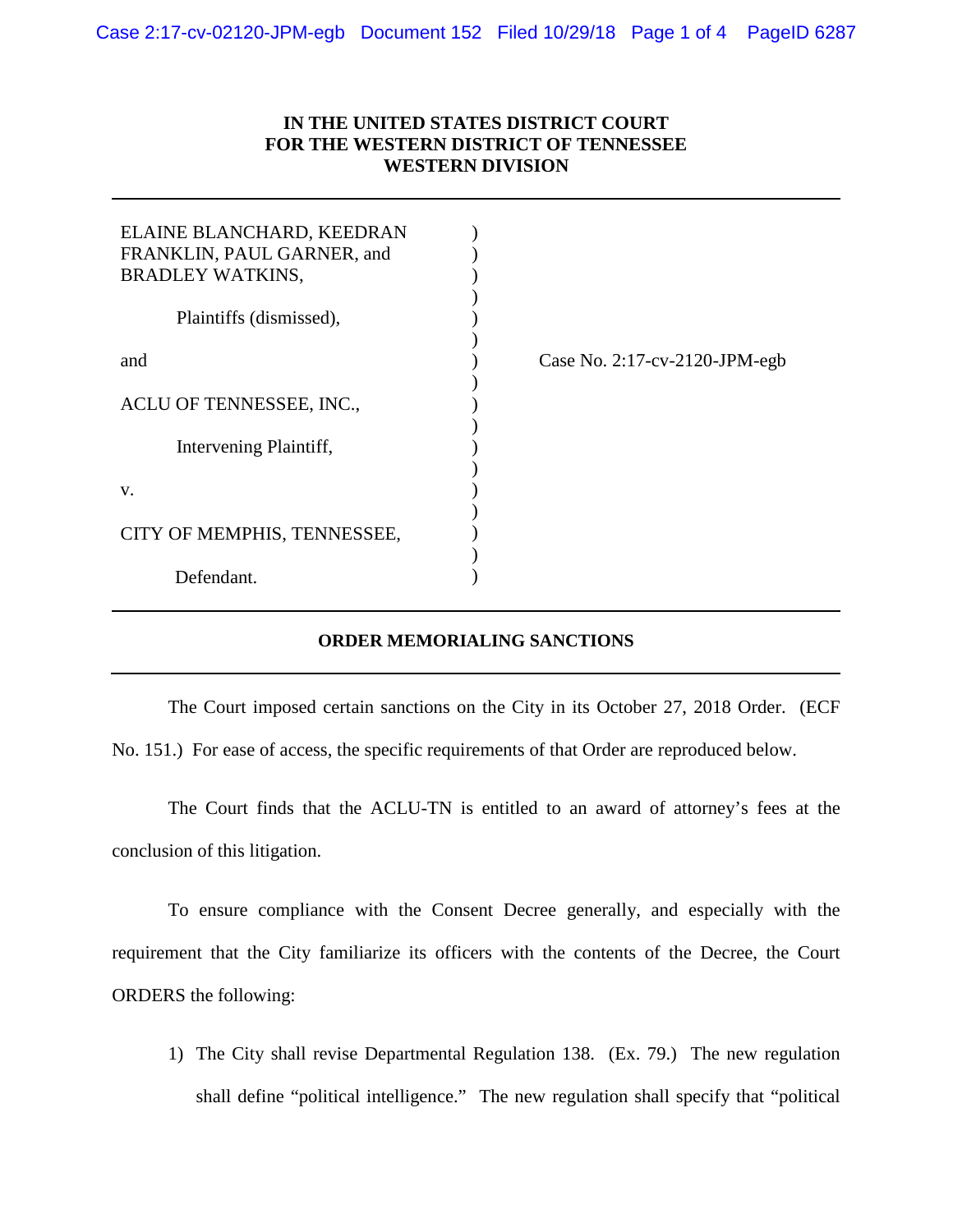**IN THE UNITED STATES DISTRICT COURT**
**FOR THE WESTERN DISTRICT OF TENNESSEE**
**WESTERN DIVISION**

---

ELAINE BLANCHARD, KEEDRAN FRANKLIN, PAUL GARNER, and BRADLEY WATKINS,

Plaintiffs (dismissed),

and

ACLU OF TENNESSEE, INC.,

Intervening Plaintiff,

v.

CITY OF MEMPHIS, TENNESSEE,

Defendant.

Case No. 2:17-cv-2120-JPM-egb

---

**ORDER MEMORIALING SANCTIONS**

---

The Court imposed certain sanctions on the City in its October 27, 2018 Order. (ECF No. 151.) For ease of access, the specific requirements of that Order are reproduced below.

The Court finds that the ACLU-TN is entitled to an award of attorney's fees at the conclusion of this litigation.

To ensure compliance with the Consent Decree generally, and especially with the requirement that the City familiarize its officers with the contents of the Decree, the Court ORDERS the following:

1) The City shall revise Departmental Regulation 138. (Ex. 79.) The new regulation shall define "political intelligence." The new regulation shall specify that "political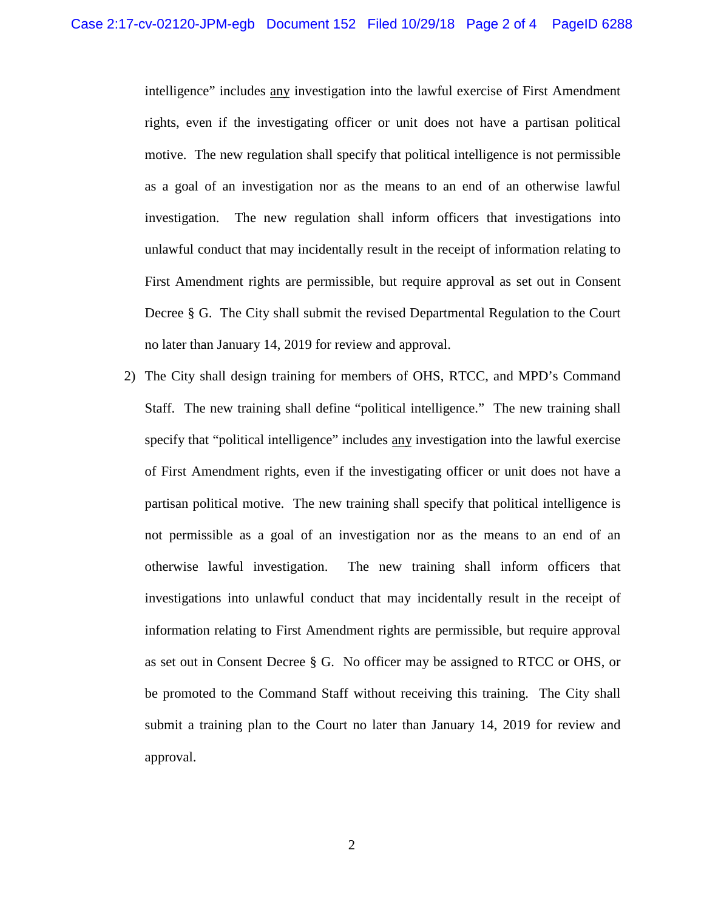intelligence" includes <u>any</u> investigation into the lawful exercise of First Amendment rights, even if the investigating officer or unit does not have a partisan political motive. The new regulation shall specify that political intelligence is not permissible as a goal of an investigation nor as the means to an end of an otherwise lawful investigation. The new regulation shall inform officers that investigations into unlawful conduct that may incidentally result in the receipt of information relating to First Amendment rights are permissible, but require approval as set out in Consent Decree § G. The City shall submit the revised Departmental Regulation to the Court no later than January 14, 2019 for review and approval.

2) The City shall design training for members of OHS, RTCC, and MPD's Command Staff. The new training shall define "political intelligence." The new training shall specify that "political intelligence" includes <u>any</u> investigation into the lawful exercise of First Amendment rights, even if the investigating officer or unit does not have a partisan political motive. The new training shall specify that political intelligence is not permissible as a goal of an investigation nor as the means to an end of an otherwise lawful investigation. The new training shall inform officers that investigations into unlawful conduct that may incidentally result in the receipt of information relating to First Amendment rights are permissible, but require approval as set out in Consent Decree § G. No officer may be assigned to RTCC or OHS, or be promoted to the Command Staff without receiving this training. The City shall submit a training plan to the Court no later than January 14, 2019 for review and approval.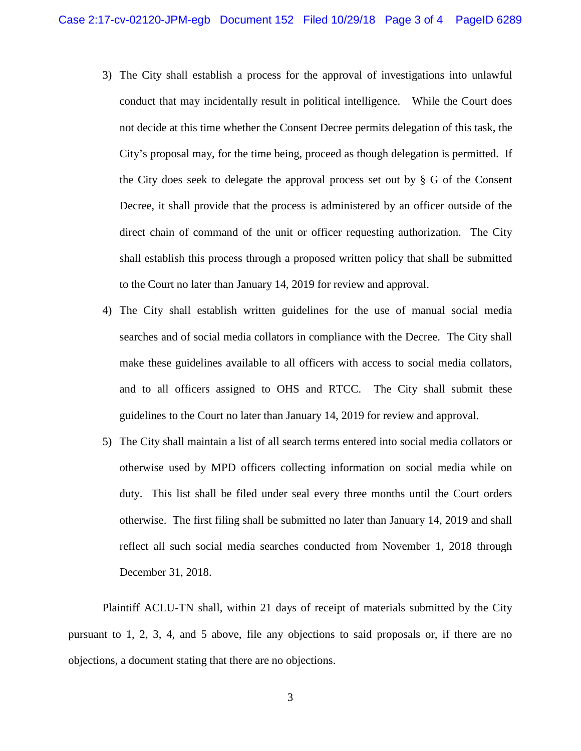3) The City shall establish a process for the approval of investigations into unlawful conduct that may incidentally result in political intelligence. While the Court does not decide at this time whether the Consent Decree permits delegation of this task, the City's proposal may, for the time being, proceed as though delegation is permitted. If the City does seek to delegate the approval process set out by § G of the Consent Decree, it shall provide that the process is administered by an officer outside of the direct chain of command of the unit or officer requesting authorization. The City shall establish this process through a proposed written policy that shall be submitted to the Court no later than January 14, 2019 for review and approval.

4) The City shall establish written guidelines for the use of manual social media searches and of social media collators in compliance with the Decree. The City shall make these guidelines available to all officers with access to social media collators, and to all officers assigned to OHS and RTCC. The City shall submit these guidelines to the Court no later than January 14, 2019 for review and approval.

5) The City shall maintain a list of all search terms entered into social media collators or otherwise used by MPD officers collecting information on social media while on duty. This list shall be filed under seal every three months until the Court orders otherwise. The first filing shall be submitted no later than January 14, 2019 and shall reflect all such social media searches conducted from November 1, 2018 through December 31, 2018.

Plaintiff ACLU-TN shall, within 21 days of receipt of materials submitted by the City pursuant to 1, 2, 3, 4, and 5 above, file any objections to said proposals or, if there are no objections, a document stating that there are no objections.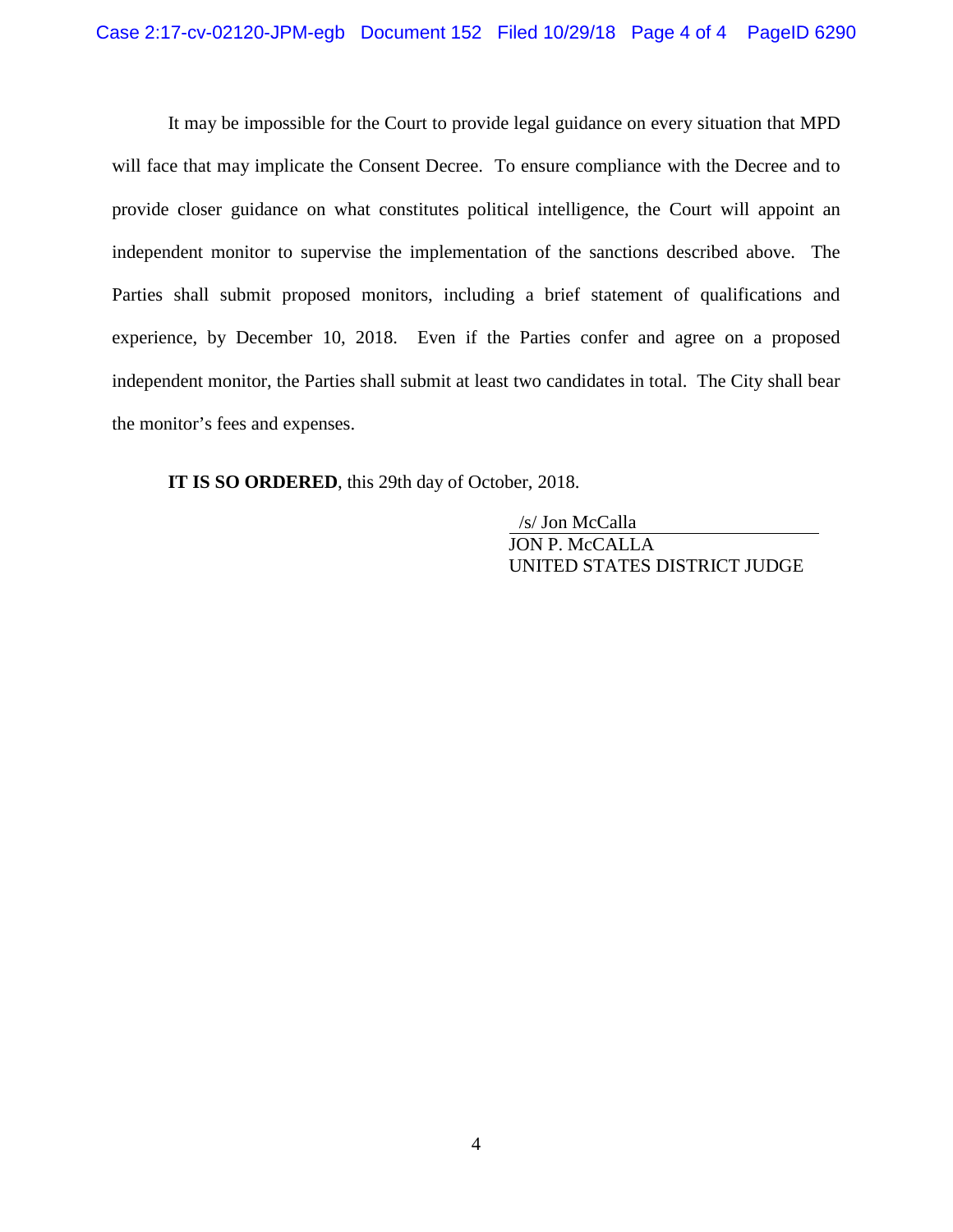It may be impossible for the Court to provide legal guidance on every situation that MPD will face that may implicate the Consent Decree. To ensure compliance with the Decree and to provide closer guidance on what constitutes political intelligence, the Court will appoint an independent monitor to supervise the implementation of the sanctions described above. The Parties shall submit proposed monitors, including a brief statement of qualifications and experience, by December 10, 2018. Even if the Parties confer and agree on a proposed independent monitor, the Parties shall submit at least two candidates in total. The City shall bear the monitor's fees and expenses.

**IT IS SO ORDERED**, this 29th day of October, 2018.

/s/ Jon McCalla
JON P. McCALLA
UNITED STATES DISTRICT JUDGE